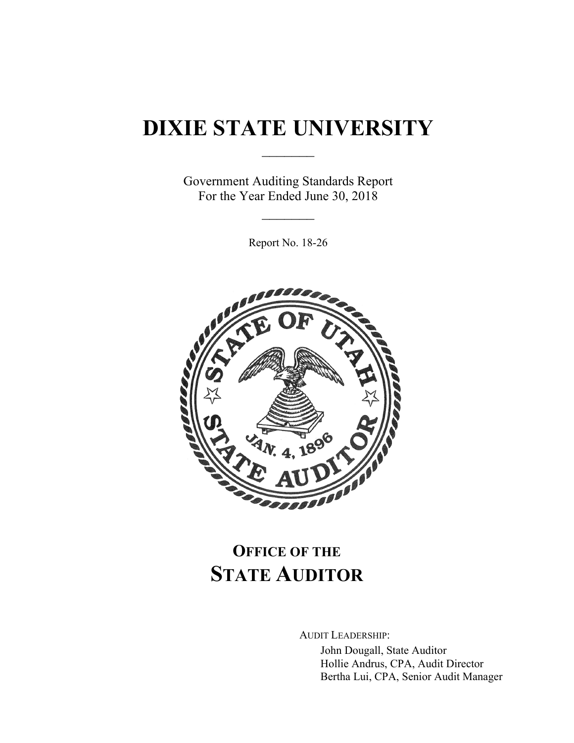# DIXIE STATE UNIVERSITY

Government Auditing Standards Report
For the Year Ended June 30, 2018

Report No. 18-26

## OFFICE OF THE STATE AUDITOR

AUDIT LEADERSHIP:

John Dougall, State Auditor
Hollie Andrus, CPA, Audit Director
Bertha Lui, CPA, Senior Audit Manager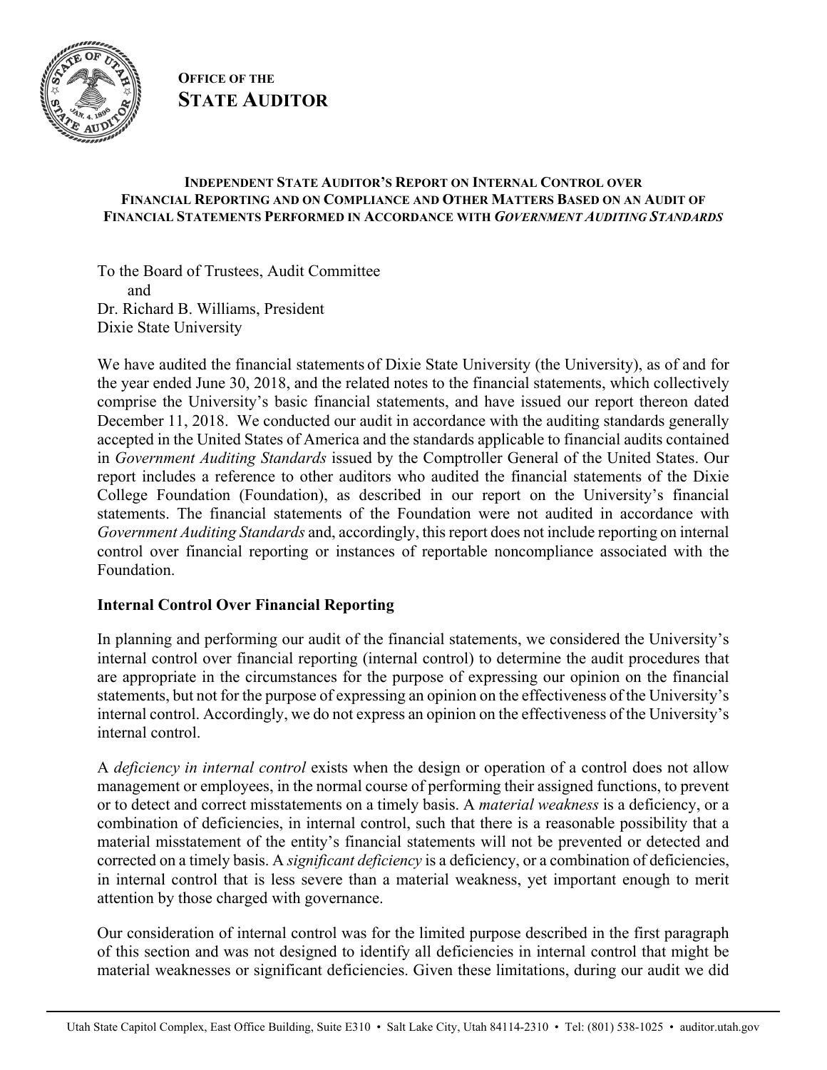**OFFICE OF THE**
**STATE AUDITOR**

**INDEPENDENT STATE AUDITOR'S REPORT ON INTERNAL CONTROL OVER FINANCIAL REPORTING AND ON COMPLIANCE AND OTHER MATTERS BASED ON AN AUDIT OF FINANCIAL STATEMENTS PERFORMED IN ACCORDANCE WITH *GOVERNMENT AUDITING STANDARDS***

To the Board of Trustees, Audit Committee
and
Dr. Richard B. Williams, President
Dixie State University

We have audited the financial statements of Dixie State University (the University), as of and for the year ended June 30, 2018, and the related notes to the financial statements, which collectively comprise the University's basic financial statements, and have issued our report thereon dated December 11, 2018. We conducted our audit in accordance with the auditing standards generally accepted in the United States of America and the standards applicable to financial audits contained in *Government Auditing Standards* issued by the Comptroller General of the United States. Our report includes a reference to other auditors who audited the financial statements of the Dixie College Foundation (Foundation), as described in our report on the University's financial statements. The financial statements of the Foundation were not audited in accordance with *Government Auditing Standards* and, accordingly, this report does not include reporting on internal control over financial reporting or instances of reportable noncompliance associated with the Foundation.

**Internal Control Over Financial Reporting**

In planning and performing our audit of the financial statements, we considered the University's internal control over financial reporting (internal control) to determine the audit procedures that are appropriate in the circumstances for the purpose of expressing our opinion on the financial statements, but not for the purpose of expressing an opinion on the effectiveness of the University's internal control. Accordingly, we do not express an opinion on the effectiveness of the University's internal control.

A *deficiency in internal control* exists when the design or operation of a control does not allow management or employees, in the normal course of performing their assigned functions, to prevent or to detect and correct misstatements on a timely basis. A *material weakness* is a deficiency, or a combination of deficiencies, in internal control, such that there is a reasonable possibility that a material misstatement of the entity's financial statements will not be prevented or detected and corrected on a timely basis. A *significant deficiency* is a deficiency, or a combination of deficiencies, in internal control that is less severe than a material weakness, yet important enough to merit attention by those charged with governance.

Our consideration of internal control was for the limited purpose described in the first paragraph of this section and was not designed to identify all deficiencies in internal control that might be material weaknesses or significant deficiencies. Given these limitations, during our audit we did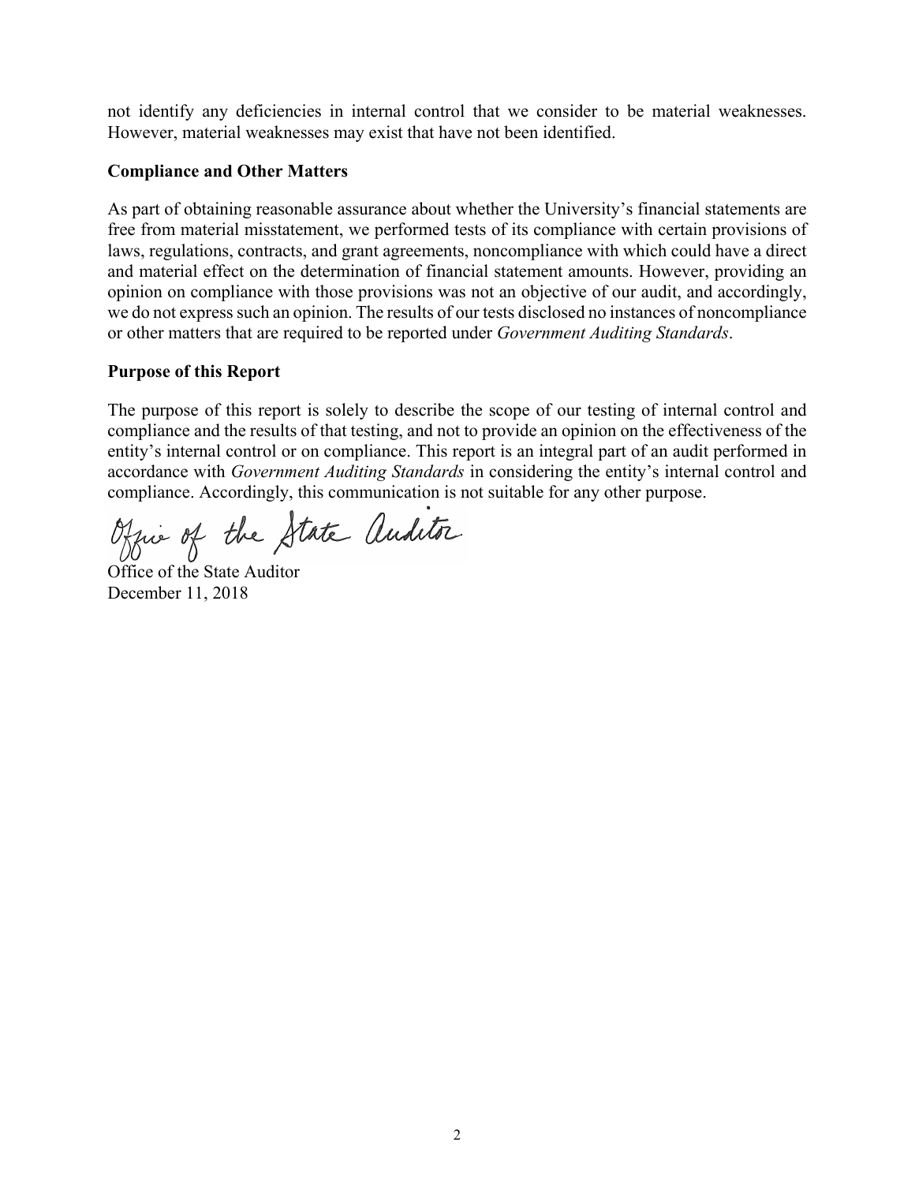not identify any deficiencies in internal control that we consider to be material weaknesses. However, material weaknesses may exist that have not been identified.

**Compliance and Other Matters**

As part of obtaining reasonable assurance about whether the University's financial statements are free from material misstatement, we performed tests of its compliance with certain provisions of laws, regulations, contracts, and grant agreements, noncompliance with which could have a direct and material effect on the determination of financial statement amounts. However, providing an opinion on compliance with those provisions was not an objective of our audit, and accordingly, we do not express such an opinion. The results of our tests disclosed no instances of noncompliance or other matters that are required to be reported under *Government Auditing Standards*.

**Purpose of this Report**

The purpose of this report is solely to describe the scope of our testing of internal control and compliance and the results of that testing, and not to provide an opinion on the effectiveness of the entity's internal control or on compliance. This report is an integral part of an audit performed in accordance with *Government Auditing Standards* in considering the entity's internal control and compliance. Accordingly, this communication is not suitable for any other purpose.

Office of the State Auditor

Office of the State Auditor
December 11, 2018